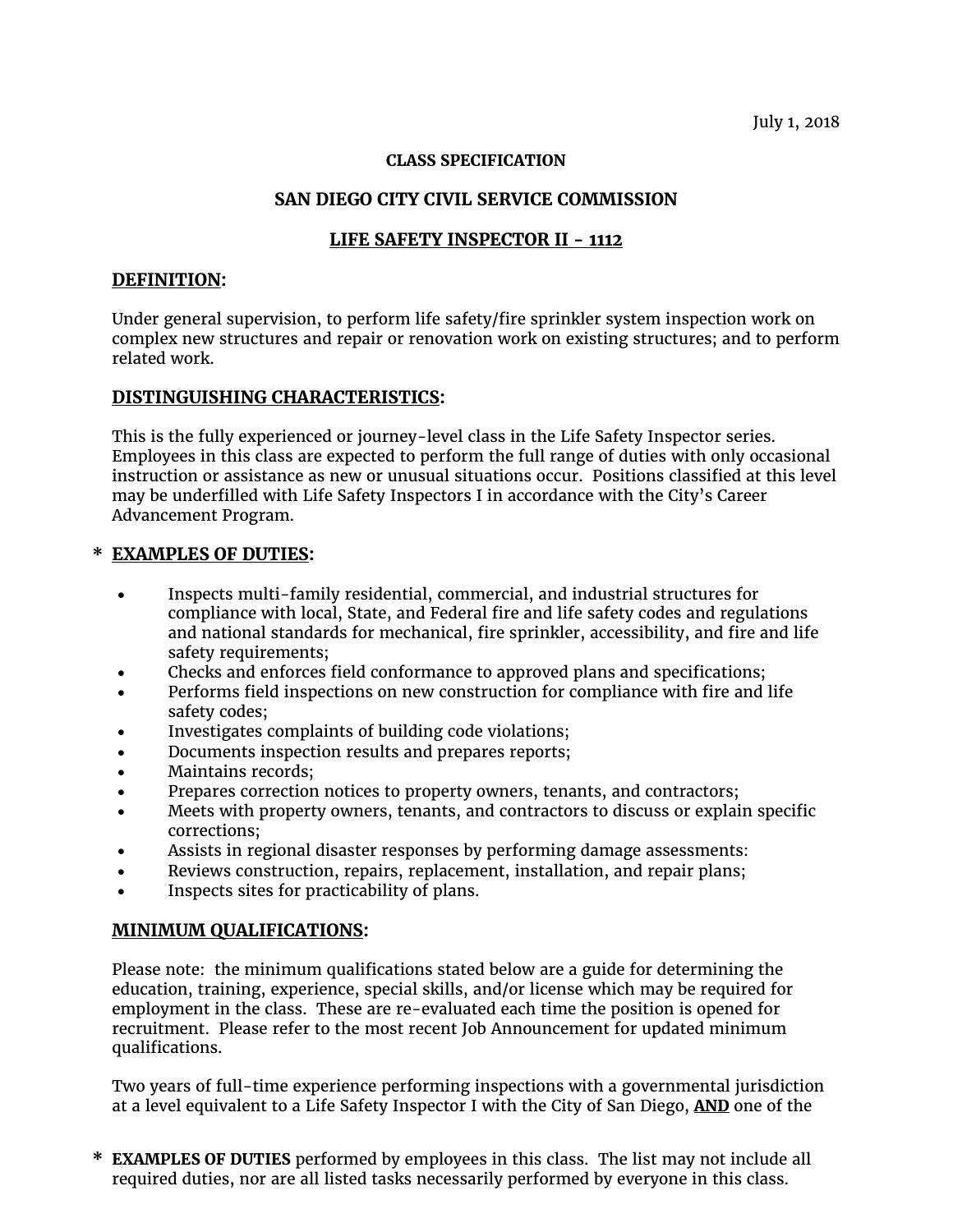July 1, 2018

**CLASS SPECIFICATION**

**SAN DIEGO CITY CIVIL SERVICE COMMISSION**

**LIFE SAFETY INSPECTOR II - 1112**

## DEFINITION:

Under general supervision, to perform life safety/fire sprinkler system inspection work on complex new structures and repair or renovation work on existing structures; and to perform related work.

## DISTINGUISHING CHARACTERISTICS:

This is the fully experienced or journey-level class in the Life Safety Inspector series. Employees in this class are expected to perform the full range of duties with only occasional instruction or assistance as new or unusual situations occur. Positions classified at this level may be underfilled with Life Safety Inspectors I in accordance with the City's Career Advancement Program.

## * EXAMPLES OF DUTIES:

- Inspects multi-family residential, commercial, and industrial structures for compliance with local, State, and Federal fire and life safety codes and regulations and national standards for mechanical, fire sprinkler, accessibility, and fire and life safety requirements;
- Checks and enforces field conformance to approved plans and specifications;
- Performs field inspections on new construction for compliance with fire and life safety codes;
- Investigates complaints of building code violations;
- Documents inspection results and prepares reports;
- Maintains records;
- Prepares correction notices to property owners, tenants, and contractors;
- Meets with property owners, tenants, and contractors to discuss or explain specific corrections;
- Assists in regional disaster responses by performing damage assessments:
- Reviews construction, repairs, replacement, installation, and repair plans;
- Inspects sites for practicability of plans.

## MINIMUM QUALIFICATIONS:

Please note: the minimum qualifications stated below are a guide for determining the education, training, experience, special skills, and/or license which may be required for employment in the class. These are re-evaluated each time the position is opened for recruitment. Please refer to the most recent Job Announcement for updated minimum qualifications.

Two years of full-time experience performing inspections with a governmental jurisdiction at a level equivalent to a Life Safety Inspector I with the City of San Diego, **AND** one of the

\* **EXAMPLES OF DUTIES** performed by employees in this class. The list may not include all required duties, nor are all listed tasks necessarily performed by everyone in this class.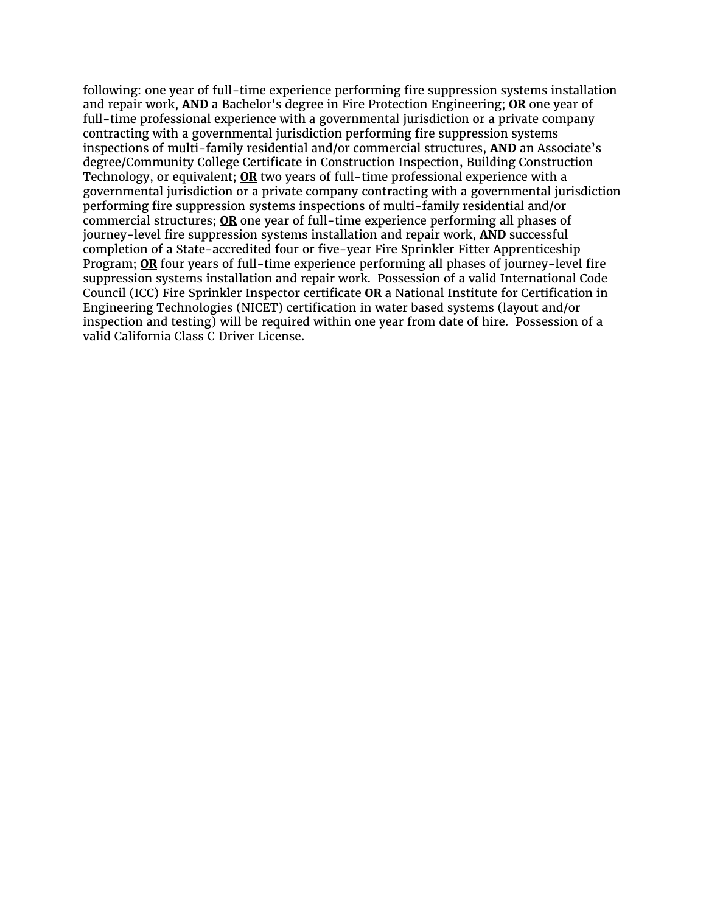following: one year of full-time experience performing fire suppression systems installation and repair work, **AND** a Bachelor's degree in Fire Protection Engineering; **OR** one year of full-time professional experience with a governmental jurisdiction or a private company contracting with a governmental jurisdiction performing fire suppression systems inspections of multi-family residential and/or commercial structures, **AND** an Associate's degree/Community College Certificate in Construction Inspection, Building Construction Technology, or equivalent; **OR** two years of full-time professional experience with a governmental jurisdiction or a private company contracting with a governmental jurisdiction performing fire suppression systems inspections of multi-family residential and/or commercial structures; **OR** one year of full-time experience performing all phases of journey-level fire suppression systems installation and repair work, **AND** successful completion of a State-accredited four or five-year Fire Sprinkler Fitter Apprenticeship Program; **OR** four years of full-time experience performing all phases of journey-level fire suppression systems installation and repair work. Possession of a valid International Code Council (ICC) Fire Sprinkler Inspector certificate **OR** a National Institute for Certification in Engineering Technologies (NICET) certification in water based systems (layout and/or inspection and testing) will be required within one year from date of hire. Possession of a valid California Class C Driver License.